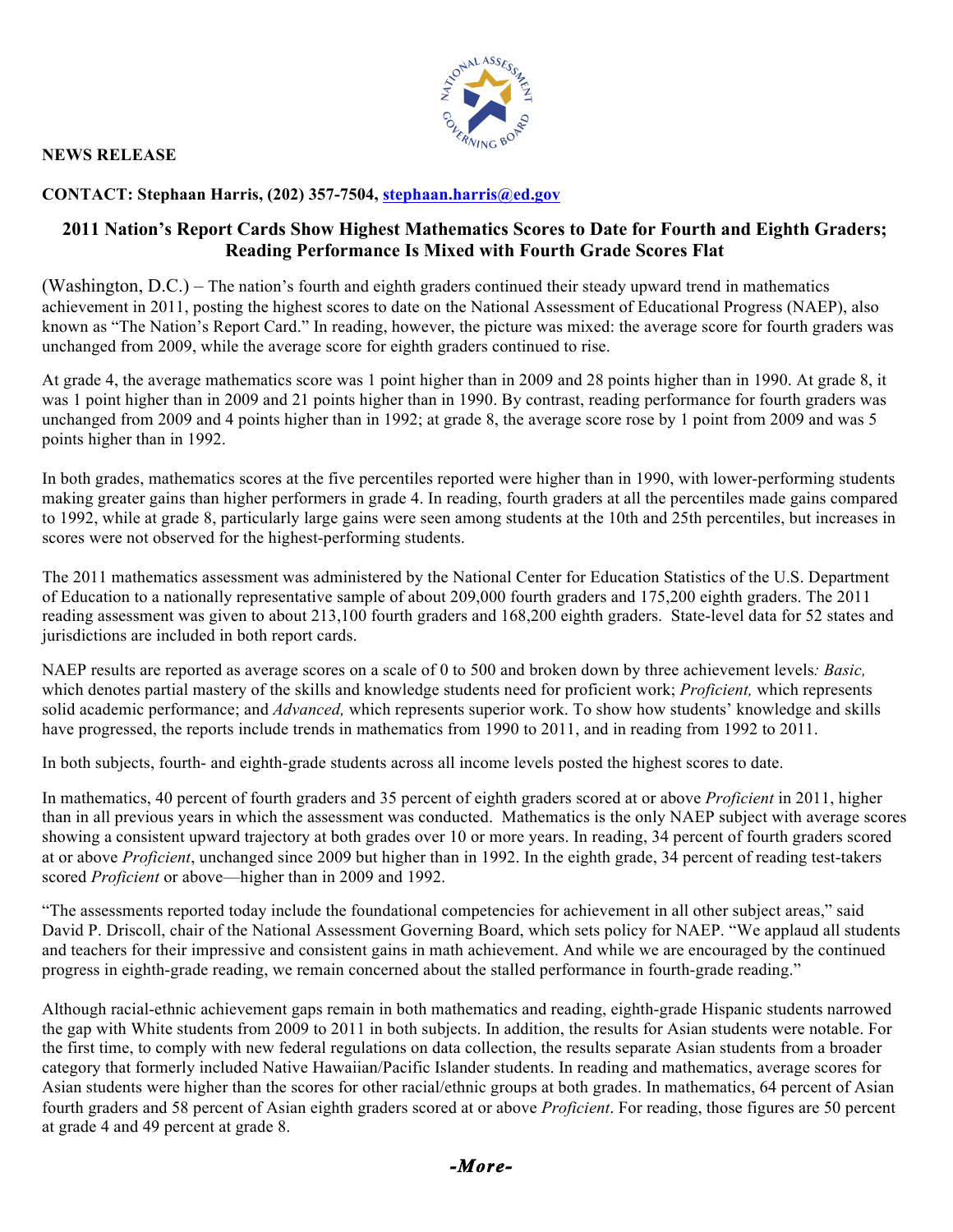**NEWS RELEASE**

**CONTACT: Stephaan Harris, (202) 357-7504, stephaan.harris@ed.gov**

## 2011 Nation's Report Cards Show Highest Mathematics Scores to Date for Fourth and Eighth Graders; Reading Performance Is Mixed with Fourth Grade Scores Flat

(Washington, D.C.) – The nation's fourth and eighth graders continued their steady upward trend in mathematics achievement in 2011, posting the highest scores to date on the National Assessment of Educational Progress (NAEP), also known as "The Nation's Report Card." In reading, however, the picture was mixed: the average score for fourth graders was unchanged from 2009, while the average score for eighth graders continued to rise.

At grade 4, the average mathematics score was 1 point higher than in 2009 and 28 points higher than in 1990. At grade 8, it was 1 point higher than in 2009 and 21 points higher than in 1990. By contrast, reading performance for fourth graders was unchanged from 2009 and 4 points higher than in 1992; at grade 8, the average score rose by 1 point from 2009 and was 5 points higher than in 1992.

In both grades, mathematics scores at the five percentiles reported were higher than in 1990, with lower-performing students making greater gains than higher performers in grade 4. In reading, fourth graders at all the percentiles made gains compared to 1992, while at grade 8, particularly large gains were seen among students at the 10th and 25th percentiles, but increases in scores were not observed for the highest-performing students.

The 2011 mathematics assessment was administered by the National Center for Education Statistics of the U.S. Department of Education to a nationally representative sample of about 209,000 fourth graders and 175,200 eighth graders. The 2011 reading assessment was given to about 213,100 fourth graders and 168,200 eighth graders. State-level data for 52 states and jurisdictions are included in both report cards.

NAEP results are reported as average scores on a scale of 0 to 500 and broken down by three achievement levels*: Basic,* which denotes partial mastery of the skills and knowledge students need for proficient work; *Proficient,* which represents solid academic performance; and *Advanced,* which represents superior work. To show how students' knowledge and skills have progressed, the reports include trends in mathematics from 1990 to 2011, and in reading from 1992 to 2011.

In both subjects, fourth- and eighth-grade students across all income levels posted the highest scores to date.

In mathematics, 40 percent of fourth graders and 35 percent of eighth graders scored at or above *Proficient* in 2011, higher than in all previous years in which the assessment was conducted. Mathematics is the only NAEP subject with average scores showing a consistent upward trajectory at both grades over 10 or more years. In reading, 34 percent of fourth graders scored at or above *Proficient*, unchanged since 2009 but higher than in 1992. In the eighth grade, 34 percent of reading test-takers scored *Proficient* or above—higher than in 2009 and 1992.

"The assessments reported today include the foundational competencies for achievement in all other subject areas," said David P. Driscoll, chair of the National Assessment Governing Board, which sets policy for NAEP. "We applaud all students and teachers for their impressive and consistent gains in math achievement. And while we are encouraged by the continued progress in eighth-grade reading, we remain concerned about the stalled performance in fourth-grade reading."

Although racial-ethnic achievement gaps remain in both mathematics and reading, eighth-grade Hispanic students narrowed the gap with White students from 2009 to 2011 in both subjects. In addition, the results for Asian students were notable. For the first time, to comply with new federal regulations on data collection, the results separate Asian students from a broader category that formerly included Native Hawaiian/Pacific Islander students. In reading and mathematics, average scores for Asian students were higher than the scores for other racial/ethnic groups at both grades. In mathematics, 64 percent of Asian fourth graders and 58 percent of Asian eighth graders scored at or above *Proficient*. For reading, those figures are 50 percent at grade 4 and 49 percent at grade 8.

***-More-***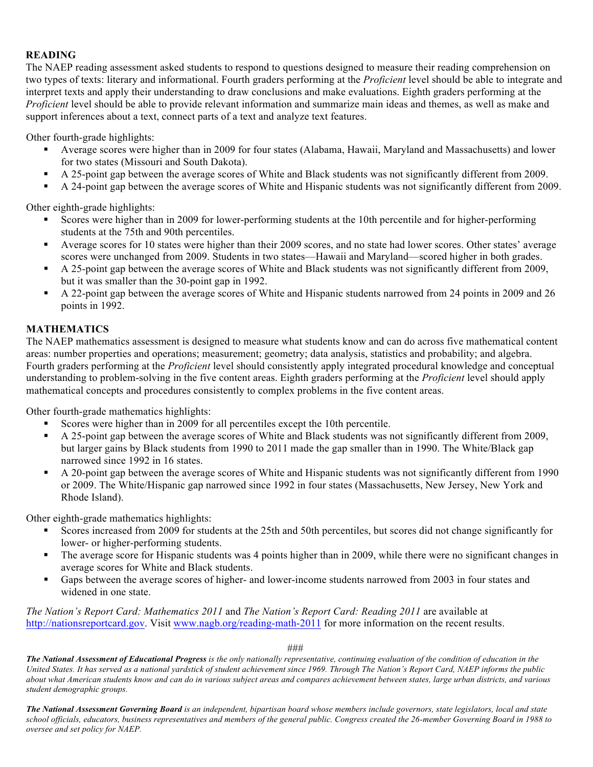## READING

The NAEP reading assessment asked students to respond to questions designed to measure their reading comprehension on two types of texts: literary and informational. Fourth graders performing at the *Proficient* level should be able to integrate and interpret texts and apply their understanding to draw conclusions and make evaluations. Eighth graders performing at the *Proficient* level should be able to provide relevant information and summarize main ideas and themes, as well as make and support inferences about a text, connect parts of a text and analyze text features.

Other fourth-grade highlights:

- Average scores were higher than in 2009 for four states (Alabama, Hawaii, Maryland and Massachusetts) and lower for two states (Missouri and South Dakota).
- A 25-point gap between the average scores of White and Black students was not significantly different from 2009.
- A 24-point gap between the average scores of White and Hispanic students was not significantly different from 2009.

Other eighth-grade highlights:

- Scores were higher than in 2009 for lower-performing students at the 10th percentile and for higher-performing students at the 75th and 90th percentiles.
- Average scores for 10 states were higher than their 2009 scores, and no state had lower scores. Other states' average scores were unchanged from 2009. Students in two states—Hawaii and Maryland—scored higher in both grades.
- A 25-point gap between the average scores of White and Black students was not significantly different from 2009, but it was smaller than the 30-point gap in 1992.
- A 22-point gap between the average scores of White and Hispanic students narrowed from 24 points in 2009 and 26 points in 1992.

## MATHEMATICS

The NAEP mathematics assessment is designed to measure what students know and can do across five mathematical content areas: number properties and operations; measurement; geometry; data analysis, statistics and probability; and algebra. Fourth graders performing at the *Proficient* level should consistently apply integrated procedural knowledge and conceptual understanding to problem-solving in the five content areas. Eighth graders performing at the *Proficient* level should apply mathematical concepts and procedures consistently to complex problems in the five content areas.

Other fourth-grade mathematics highlights:

- Scores were higher than in 2009 for all percentiles except the 10th percentile.
- A 25-point gap between the average scores of White and Black students was not significantly different from 2009, but larger gains by Black students from 1990 to 2011 made the gap smaller than in 1990. The White/Black gap narrowed since 1992 in 16 states.
- A 20-point gap between the average scores of White and Hispanic students was not significantly different from 1990 or 2009. The White/Hispanic gap narrowed since 1992 in four states (Massachusetts, New Jersey, New York and Rhode Island).

Other eighth-grade mathematics highlights:

- Scores increased from 2009 for students at the 25th and 50th percentiles, but scores did not change significantly for lower- or higher-performing students.
- The average score for Hispanic students was 4 points higher than in 2009, while there were no significant changes in average scores for White and Black students.
- Gaps between the average scores of higher- and lower-income students narrowed from 2003 in four states and widened in one state.

*The Nation's Report Card: Mathematics 2011* and *The Nation's Report Card: Reading 2011* are available at [http://nationsreportcard.gov](http://nationsreportcard.gov). Visit [www.nagb.org/reading-math-2011](http://www.nagb.org/reading-math-2011) for more information on the recent results.

###

***The National Assessment of Educational Progress** is the only nationally representative, continuing evaluation of the condition of education in the United States. It has served as a national yardstick of student achievement since 1969. Through The Nation's Report Card, NAEP informs the public about what American students know and can do in various subject areas and compares achievement between states, large urban districts, and various student demographic groups.*

***The National Assessment Governing Board** is an independent, bipartisan board whose members include governors, state legislators, local and state school officials, educators, business representatives and members of the general public. Congress created the 26-member Governing Board in 1988 to oversee and set policy for NAEP.*